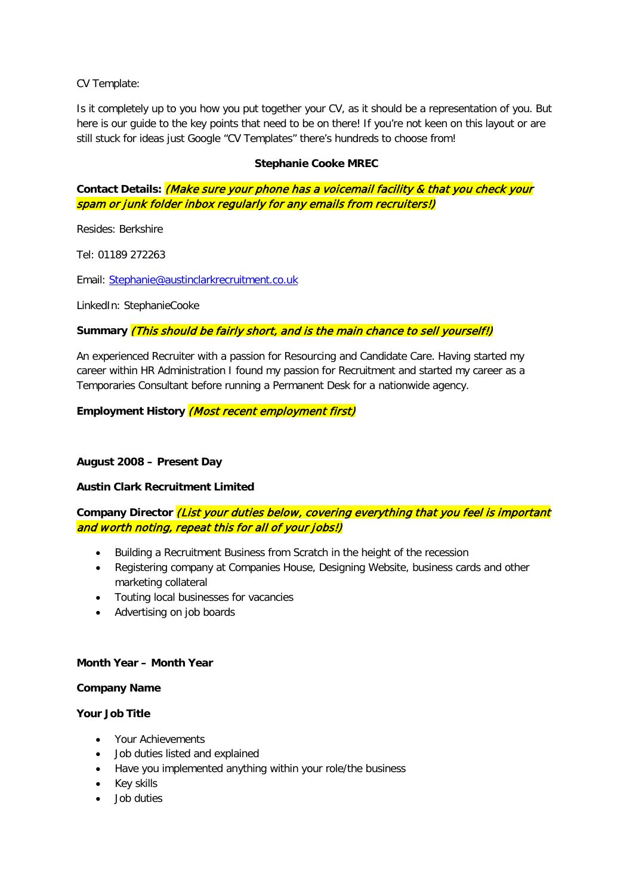CV Template:

Is it completely up to you how you put together your CV, as it should be a representation of you. But here is our guide to the key points that need to be on there! If you're not keen on this layout or are still stuck for ideas just Google "CV Templates" there's hundreds to choose from!

**Stephanie Cooke MREC**

**Contact Details:** *(Make sure your phone has a voicemail facility & that you check your spam or junk folder inbox regularly for any emails from recruiters!)*

Resides: Berkshire

Tel: 01189 272263

Email: Stephanie@austinclarkrecruitment.co.uk

LinkedIn: StephanieCooke

**Summary** *(This should be fairly short, and is the main chance to sell yourself!)*

An experienced Recruiter with a passion for Resourcing and Candidate Care. Having started my career within HR Administration I found my passion for Recruitment and started my career as a Temporaries Consultant before running a Permanent Desk for a nationwide agency.

**Employment History** *(Most recent employment first)*

**August 2008 – Present Day**

**Austin Clark Recruitment Limited**

**Company Director** *(List your duties below, covering everything that you feel is important and worth noting, repeat this for all of your jobs!)*

- Building a Recruitment Business from Scratch in the height of the recession
- Registering company at Companies House, Designing Website, business cards and other marketing collateral
- Touting local businesses for vacancies
- Advertising on job boards

**Month Year – Month Year**

**Company Name**

**Your Job Title**

- Your Achievements
- Job duties listed and explained
- Have you implemented anything within your role/the business
- Key skills
- Job duties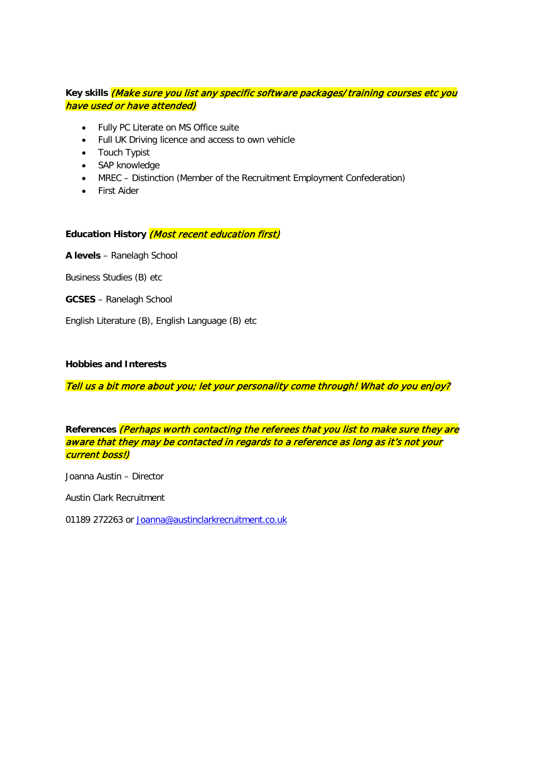**Key skills** *(Make sure you list any specific software packages/ training courses etc you have used or have attended)*

- Fully PC Literate on MS Office suite
- Full UK Driving licence and access to own vehicle
- Touch Typist
- SAP knowledge
- MREC – Distinction (Member of the Recruitment Employment Confederation)
- First Aider

**Education History** *(Most recent education first)*

**A levels** – Ranelagh School

Business Studies (B) etc

**GCSES** – Ranelagh School

English Literature (B), English Language (B) etc

**Hobbies and Interests**

*Tell us a bit more about you; let your personality come through! What do you enjoy?*

**References** *(Perhaps worth contacting the referees that you list to make sure they are aware that they may be contacted in regards to a reference as long as it's not your current boss!)*

Joanna Austin – Director

Austin Clark Recruitment

01189 272263 or Joanna@austinclarkrecruitment.co.uk